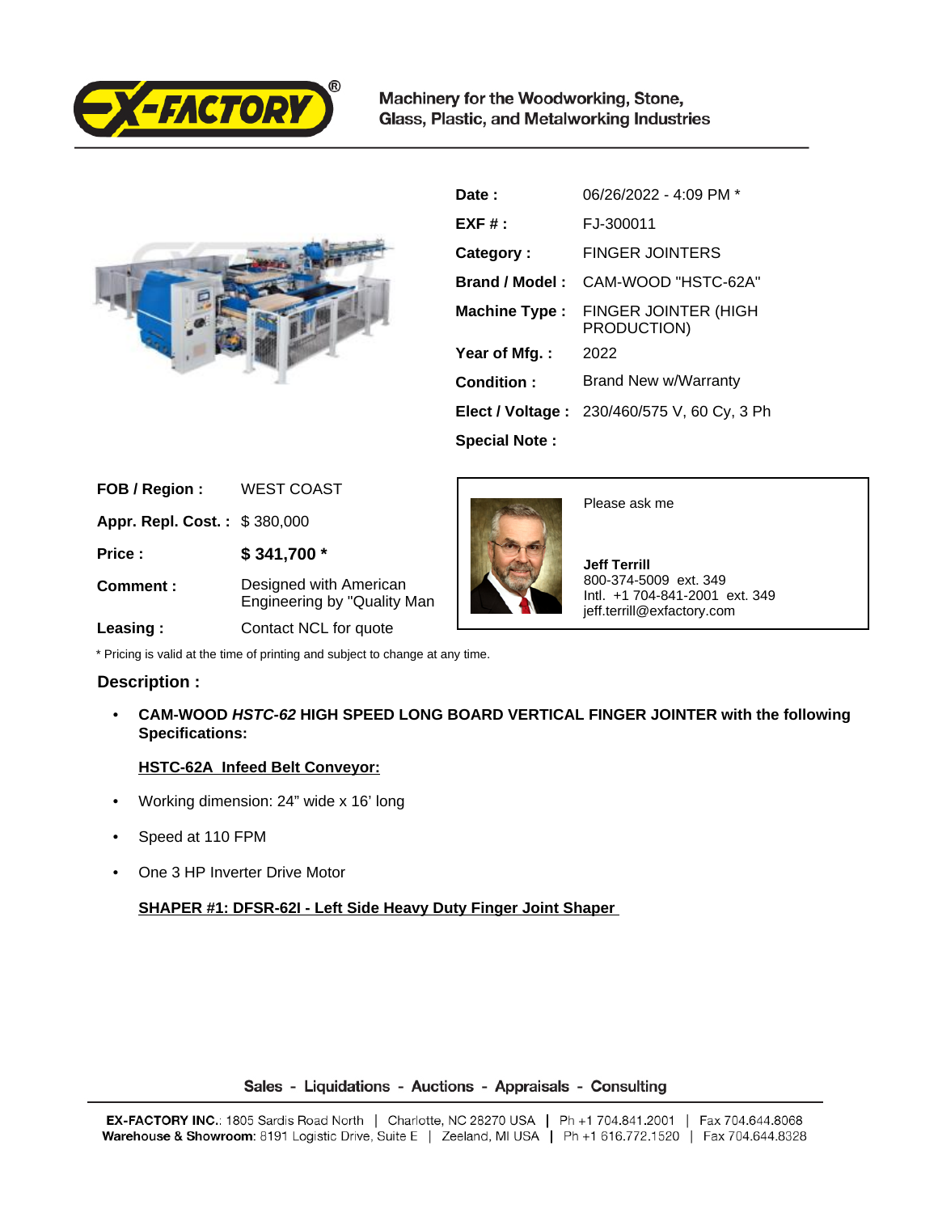Machinery for the Woodworking, Stone, Glass, Plastic, and Metalworking Industries

| | |
|---|---|
| **Date :** | 06/26/2022 - 4:09 PM * |
| **EXF # :** | FJ-300011 |
| **Category :** | FINGER JOINTERS |
| **Brand / Model :** | CAM-WOOD "HSTC-62A" |
| **Machine Type :** | FINGER JOINTER (HIGH PRODUCTION) |
| **Year of Mfg. :** | 2022 |
| **Condition :** | Brand New w/Warranty |
| **Elect / Voltage :** | 230/460/575 V, 60 Cy, 3 Ph |
| **Special Note :** | |

| | |
|---|---|
| **FOB / Region :** | WEST COAST |
| **Appr. Repl. Cost. :** | $ 380,000 |
| **Price :** | **$ 341,700 *** |
| **Comment :** | Designed with American Engineering by "Quality Man |
| **Leasing :** | Contact NCL for quote |

Please ask me

**Jeff Terrill**
800-374-5009 ext. 349
Intl. +1 704-841-2001 ext. 349
jeff.terrill@exfactory.com

* Pricing is valid at the time of printing and subject to change at any time.

## Description :

- **CAM-WOOD *HSTC-62* HIGH SPEED LONG BOARD VERTICAL FINGER JOINTER with the following Specifications:**

**HSTC-62A Infeed Belt Conveyor:**

- Working dimension: 24" wide x 16' long
- Speed at 110 FPM
- One 3 HP Inverter Drive Motor

**SHAPER #1: DFSR-62I - Left Side Heavy Duty Finger Joint Shaper**

Sales - Liquidations - Auctions - Appraisals - Consulting

**EX-FACTORY INC.**: 1805 Sardis Road North | Charlotte, NC 28270 USA | Ph +1 704.841.2001 | Fax 704.644.8068
**Warehouse & Showroom**: 8191 Logistic Drive, Suite E | Zeeland, MI USA | Ph +1 616.772.1520 | Fax 704.644.8328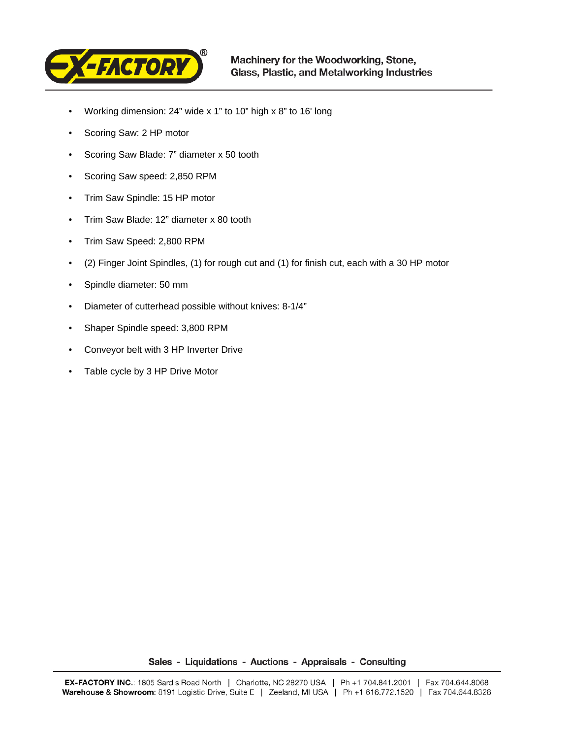- Working dimension: 24” wide x 1” to 10” high x 8” to 16' long
- Scoring Saw: 2 HP motor
- Scoring Saw Blade: 7” diameter x 50 tooth
- Scoring Saw speed: 2,850 RPM
- Trim Saw Spindle: 15 HP motor
- Trim Saw Blade: 12” diameter x 80 tooth
- Trim Saw Speed: 2,800 RPM
- (2) Finger Joint Spindles, (1) for rough cut and (1) for finish cut, each with a 30 HP motor
- Spindle diameter: 50 mm
- Diameter of cutterhead possible without knives: 8-1/4”
- Shaper Spindle speed: 3,800 RPM
- Conveyor belt with 3 HP Inverter Drive
- Table cycle by 3 HP Drive Motor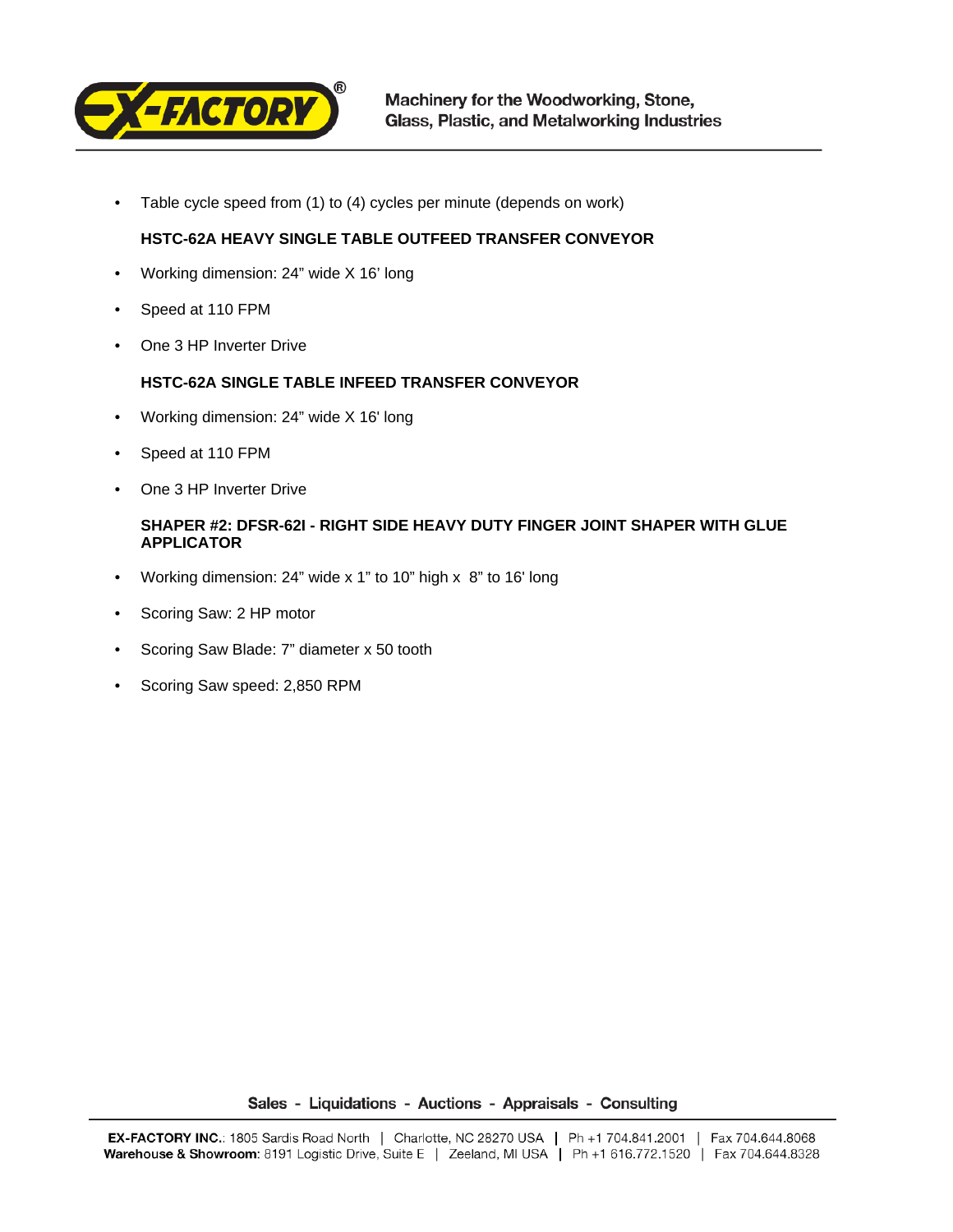- Table cycle speed from (1) to (4) cycles per minute (depends on work)

**HSTC-62A HEAVY SINGLE TABLE OUTFEED TRANSFER CONVEYOR**

- Working dimension: 24" wide X 16' long
- Speed at 110 FPM
- One 3 HP Inverter Drive

**HSTC-62A SINGLE TABLE INFEED TRANSFER CONVEYOR**

- Working dimension: 24" wide X 16' long
- Speed at 110 FPM
- One 3 HP Inverter Drive

**SHAPER #2: DFSR-62I - RIGHT SIDE HEAVY DUTY FINGER JOINT SHAPER WITH GLUE APPLICATOR**

- Working dimension: 24" wide x 1" to 10" high x 8" to 16' long
- Scoring Saw: 2 HP motor
- Scoring Saw Blade: 7" diameter x 50 tooth
- Scoring Saw speed: 2,850 RPM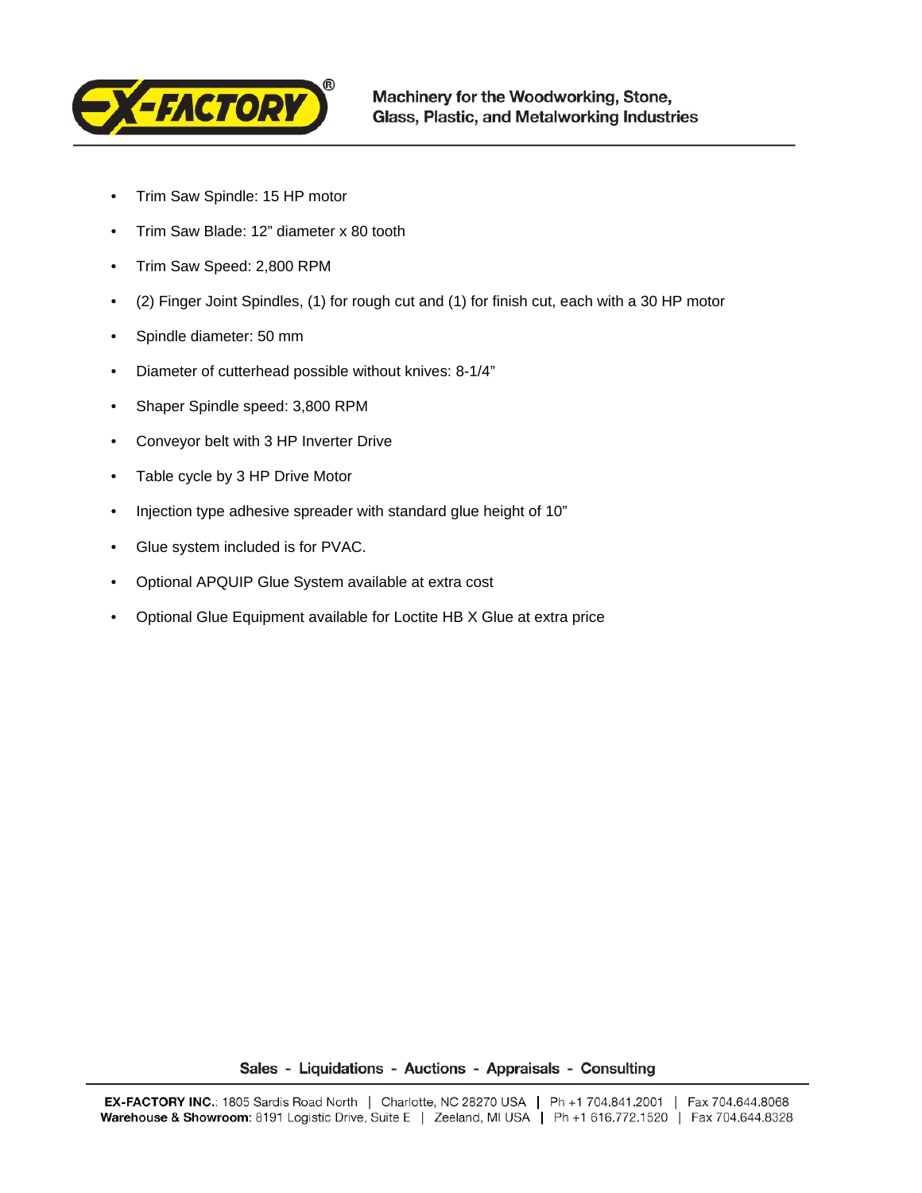- Trim Saw Spindle: 15 HP motor
- Trim Saw Blade: 12” diameter x 80 tooth
- Trim Saw Speed: 2,800 RPM
- (2) Finger Joint Spindles, (1) for rough cut and (1) for finish cut, each with a 30 HP motor
- Spindle diameter: 50 mm
- Diameter of cutterhead possible without knives: 8-1/4”
- Shaper Spindle speed: 3,800 RPM
- Conveyor belt with 3 HP Inverter Drive
- Table cycle by 3 HP Drive Motor
- Injection type adhesive spreader with standard glue height of 10”
- Glue system included is for PVAC.
- Optional APQUIP Glue System available at extra cost
- Optional Glue Equipment available for Loctite HB X Glue at extra price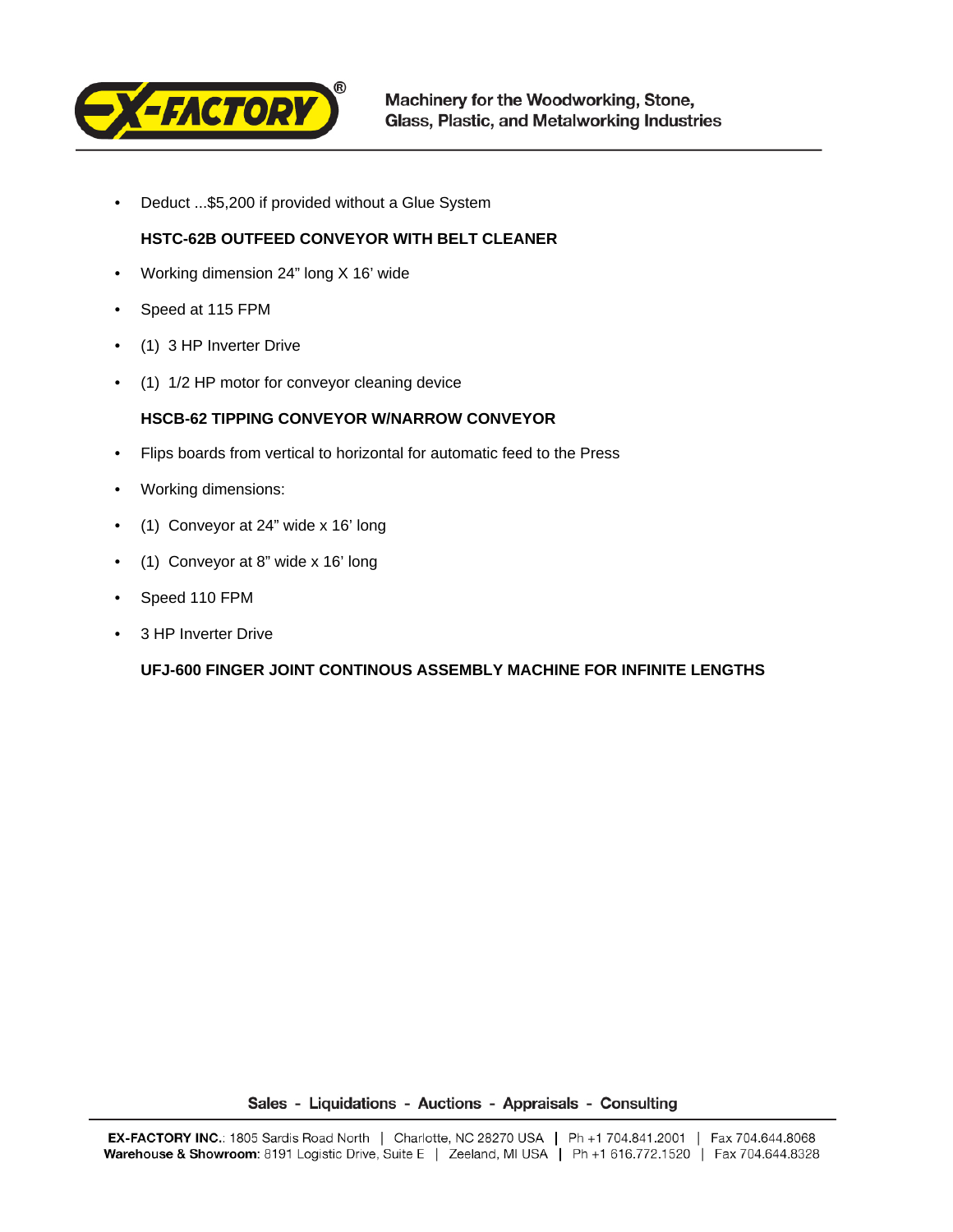- Deduct ...$5,200 if provided without a Glue System

**HSTC-62B OUTFEED CONVEYOR WITH BELT CLEANER**

- Working dimension 24" long X 16' wide
- Speed at 115 FPM
- (1) 3 HP Inverter Drive
- (1) 1/2 HP motor for conveyor cleaning device

**HSCB-62 TIPPING CONVEYOR W/NARROW CONVEYOR**

- Flips boards from vertical to horizontal for automatic feed to the Press
- Working dimensions:
- (1) Conveyor at 24" wide x 16' long
- (1) Conveyor at 8" wide x 16' long
- Speed 110 FPM
- 3 HP Inverter Drive

**UFJ-600 FINGER JOINT CONTINOUS ASSEMBLY MACHINE FOR INFINITE LENGTHS**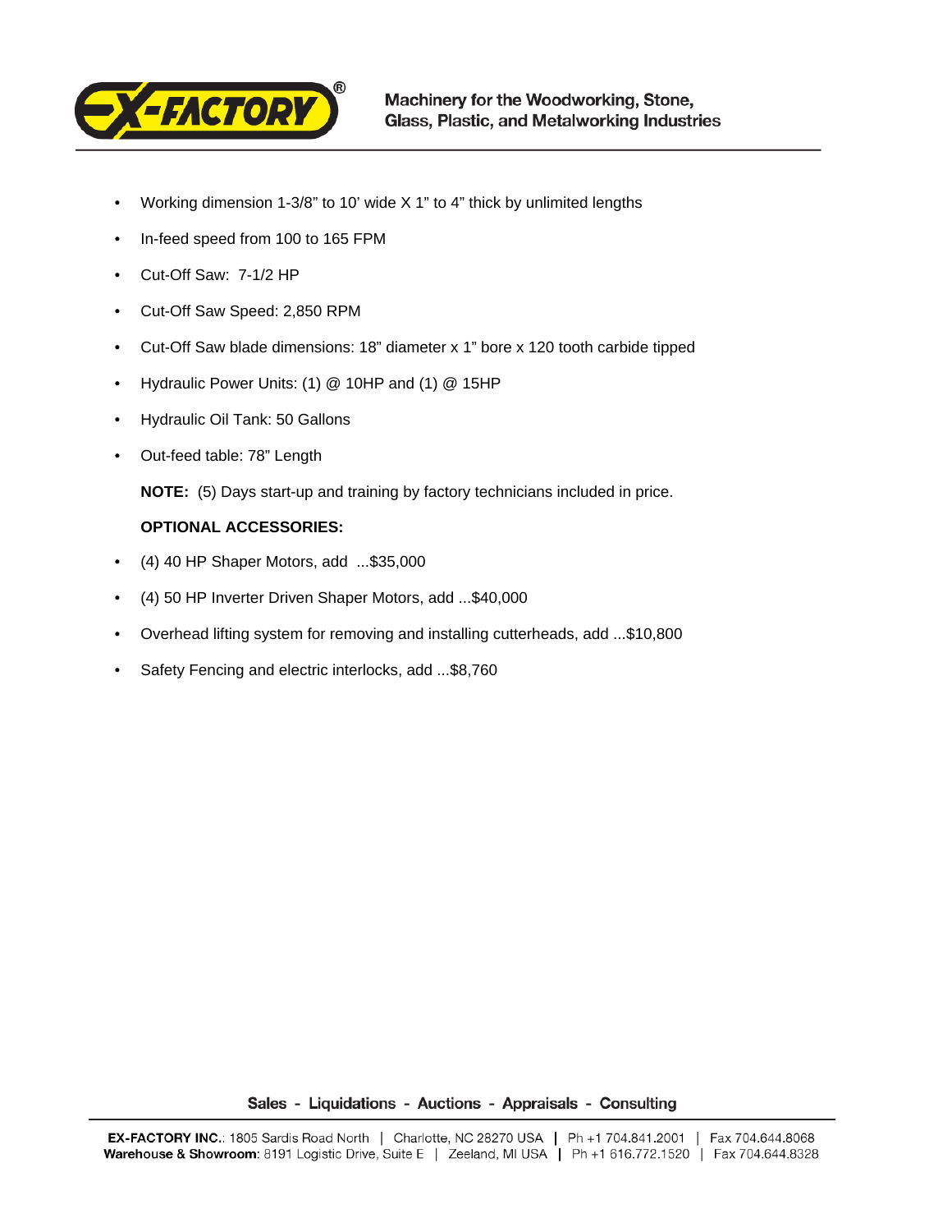- Working dimension 1-3/8" to 10' wide X 1" to 4" thick by unlimited lengths
- In-feed speed from 100 to 165 FPM
- Cut-Off Saw: 7-1/2 HP
- Cut-Off Saw Speed: 2,850 RPM
- Cut-Off Saw blade dimensions: 18" diameter x 1" bore x 120 tooth carbide tipped
- Hydraulic Power Units: (1) @ 10HP and (1) @ 15HP
- Hydraulic Oil Tank: 50 Gallons
- Out-feed table: 78" Length

**NOTE:** (5) Days start-up and training by factory technicians included in price.

**OPTIONAL ACCESSORIES:**

- (4) 40 HP Shaper Motors, add ...$35,000
- (4) 50 HP Inverter Driven Shaper Motors, add ...$40,000
- Overhead lifting system for removing and installing cutterheads, add ...$10,800
- Safety Fencing and electric interlocks, add ...$8,760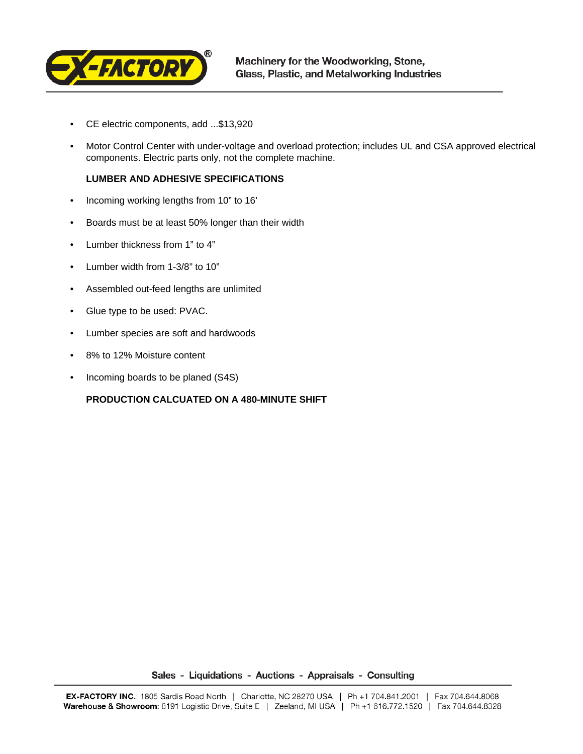- CE electric components, add ...$13,920
- Motor Control Center with under-voltage and overload protection; includes UL and CSA approved electrical components. Electric parts only, not the complete machine.

**LUMBER AND ADHESIVE SPECIFICATIONS**

- Incoming working lengths from 10” to 16’
- Boards must be at least 50% longer than their width
- Lumber thickness from 1” to 4”
- Lumber width from 1-3/8” to 10”
- Assembled out-feed lengths are unlimited
- Glue type to be used: PVAC.
- Lumber species are soft and hardwoods
- 8% to 12% Moisture content
- Incoming boards to be planed (S4S)

**PRODUCTION CALCUATED ON A 480-MINUTE SHIFT**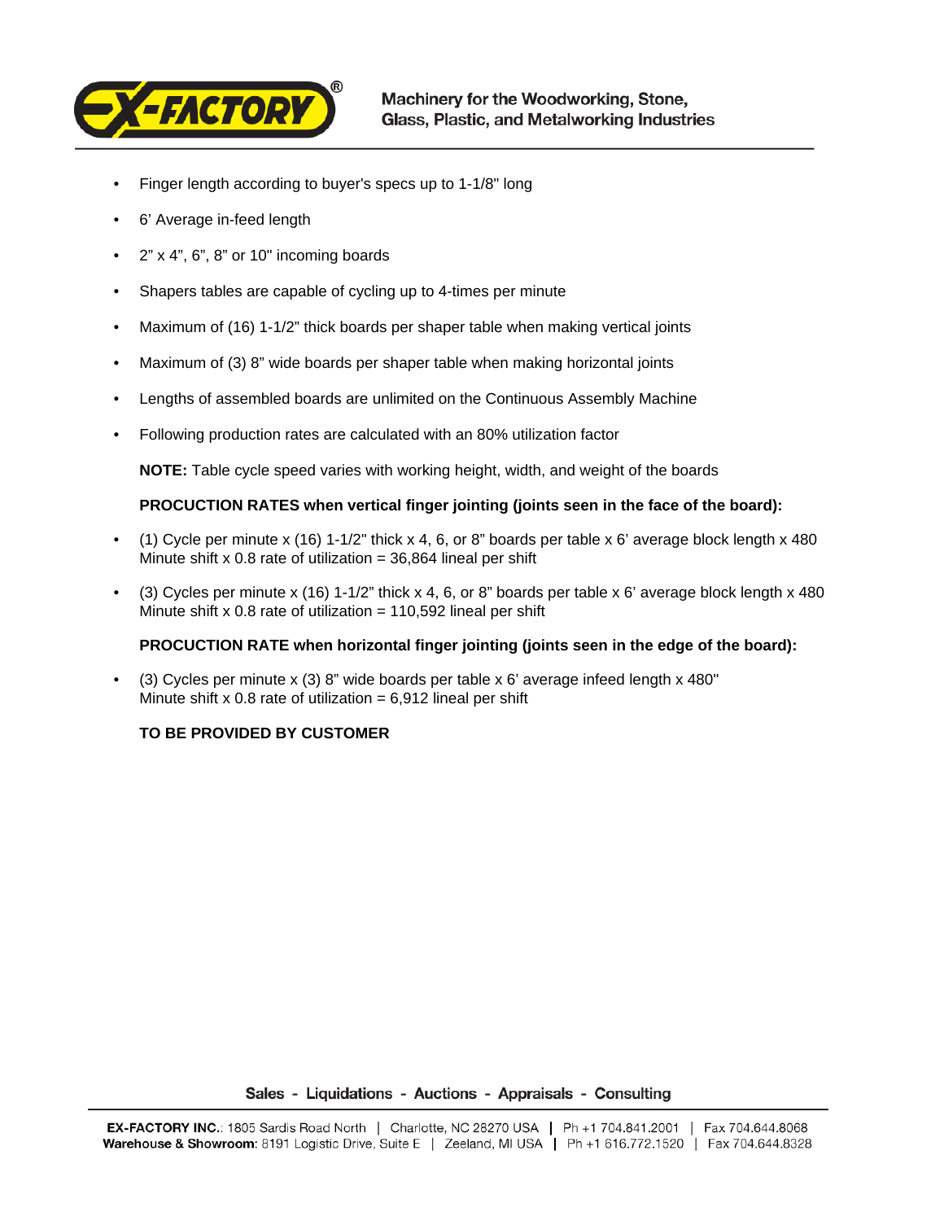- Finger length according to buyer's specs up to 1-1/8" long
- 6' Average in-feed length
- 2" x 4", 6", 8" or 10" incoming boards
- Shapers tables are capable of cycling up to 4-times per minute
- Maximum of (16) 1-1/2" thick boards per shaper table when making vertical joints
- Maximum of (3) 8" wide boards per shaper table when making horizontal joints
- Lengths of assembled boards are unlimited on the Continuous Assembly Machine
- Following production rates are calculated with an 80% utilization factor

**NOTE:** Table cycle speed varies with working height, width, and weight of the boards

**PROCUCTION RATES when vertical finger jointing (joints seen in the face of the board):**

- (1) Cycle per minute x (16) 1-1/2" thick x 4, 6, or 8" boards per table x 6' average block length x 480 Minute shift x 0.8 rate of utilization = 36,864 lineal per shift
- (3) Cycles per minute x (16) 1-1/2" thick x 4, 6, or 8" boards per table x 6' average block length x 480 Minute shift x 0.8 rate of utilization = 110,592 lineal per shift

**PROCUCTION RATE when horizontal finger jointing (joints seen in the edge of the board):**

- (3) Cycles per minute x (3) 8" wide boards per table x 6' average infeed length x 480" Minute shift x 0.8 rate of utilization = 6,912 lineal per shift

**TO BE PROVIDED BY CUSTOMER**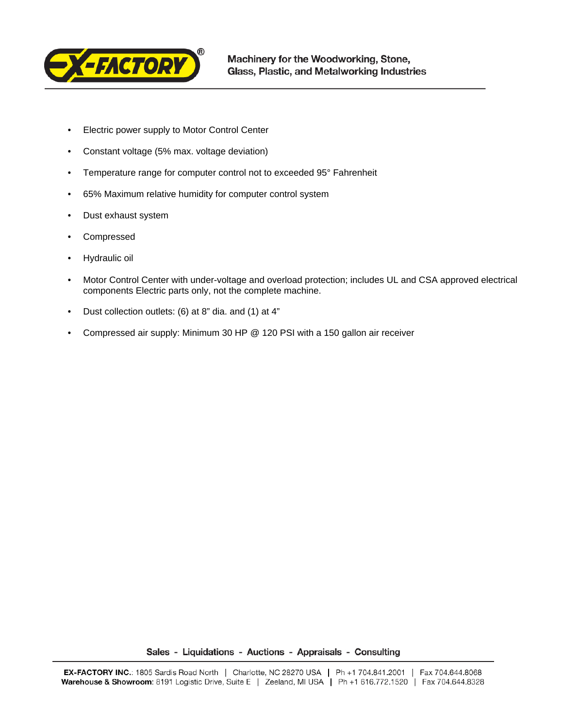- Electric power supply to Motor Control Center
- Constant voltage (5% max. voltage deviation)
- Temperature range for computer control not to exceeded 95° Fahrenheit
- 65% Maximum relative humidity for computer control system
- Dust exhaust system
- Compressed
- Hydraulic oil
- Motor Control Center with under-voltage and overload protection; includes UL and CSA approved electrical components Electric parts only, not the complete machine.
- Dust collection outlets: (6) at 8" dia. and (1) at 4"
- Compressed air supply: Minimum 30 HP @ 120 PSI with a 150 gallon air receiver